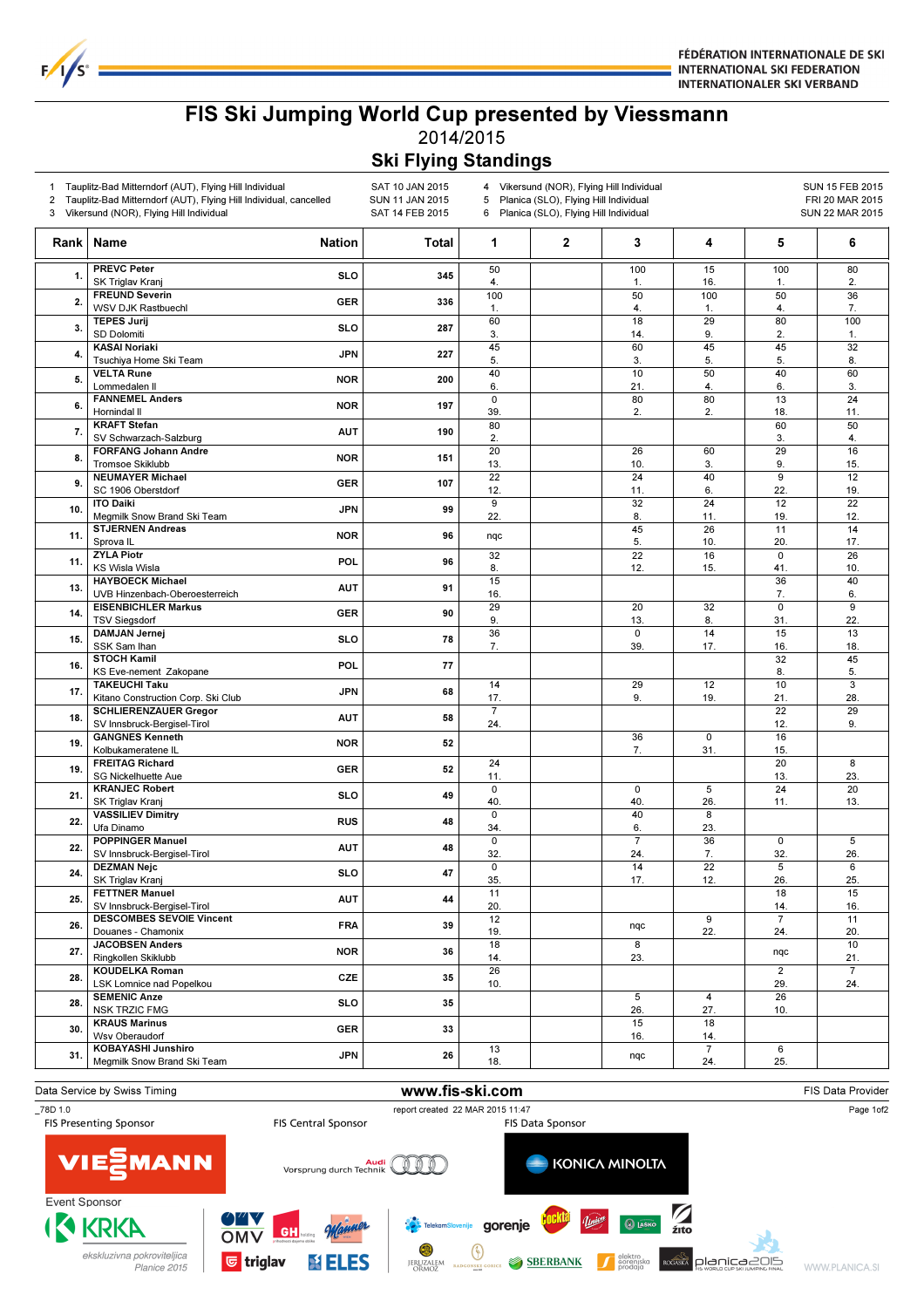FÉDÉRATION INTERNATIONALE DE SKI
INTERNATIONAL SKI FEDERATION
INTERNATIONALER SKI VERBAND

# FIS Ski Jumping World Cup presented by Viessmann

2014/2015

## Ski Flying Standings

| | | |
|---|---|---|
| 1 | Tauplitz-Bad Mitterndorf (AUT), Flying Hill Individual | SAT 10 JAN 2015 |
| 2 | Tauplitz-Bad Mitterndorf (AUT), Flying Hill Individual, cancelled | SUN 11 JAN 2015 |
| 3 | Vikersund (NOR), Flying Hill Individual | SAT 14 FEB 2015 |
| 4 | Vikersund (NOR), Flying Hill Individual | SUN 15 FEB 2015 |
| 5 | Planica (SLO), Flying Hill Individual | FRI 20 MAR 2015 |
| 6 | Planica (SLO), Flying Hill Individual | SUN 22 MAR 2015 |

| Rank | Name | Nation | Total | 1 | 2 | 3 | 4 | 5 | 6 |
|---|---|---|---|---|---|---|---|---|---|
| 1. | PREVC Peter<br>SK Triglav Kranj | SLO | 345 | 50<br>4. | | 100<br>1. | 15<br>16. | 100<br>1. | 80<br>2. |
| 2. | FREUND Severin<br>WSV DJK Rastbuechl | GER | 336 | 100<br>1. | | 50<br>4. | 100<br>1. | 50<br>4. | 36<br>7. |
| 3. | TEPES Jurij<br>SD Dolomiti | SLO | 287 | 60<br>3. | | 18<br>14. | 29<br>9. | 80<br>2. | 100<br>1. |
| 4. | KASAI Noriaki<br>Tsuchiya Home Ski Team | JPN | 227 | 45<br>5. | | 60<br>3. | 45<br>5. | 45<br>5. | 32<br>8. |
| 5. | VELTA Rune<br>Lommedalen Il | NOR | 200 | 40<br>6. | | 10<br>21. | 50<br>4. | 40<br>6. | 60<br>3. |
| 6. | FANNEMEL Anders<br>Hornindal Il | NOR | 197 | 0<br>39. | | 80<br>2. | 80<br>2. | 13<br>18. | 24<br>11. |
| 7. | KRAFT Stefan<br>SV Schwarzach-Salzburg | AUT | 190 | 80<br>2. | | | | 60<br>3. | 50<br>4. |
| 8. | FORFANG Johann Andre<br>Tromsoe Skiklubb | NOR | 151 | 20<br>13. | | 26<br>10. | 60<br>3. | 29<br>9. | 16<br>15. |
| 9. | NEUMAYER Michael<br>SC 1906 Oberstdorf | GER | 107 | 22<br>12. | | 24<br>11. | 40<br>6. | 9<br>22. | 12<br>19. |
| 10. | ITO Daiki<br>Megmilk Snow Brand Ski Team | JPN | 99 | 9<br>22. | | 32<br>8. | 24<br>11. | 12<br>19. | 22<br>12. |
| 11. | STJERNEN Andreas<br>Sprova IL | NOR | 96 | nqc | | 45<br>5. | 26<br>10. | 11<br>20. | 14<br>17. |
| 11. | ZYLA Piotr<br>KS Wisla Wisla | POL | 96 | 32<br>8. | | 22<br>12. | 16<br>15. | 0<br>41. | 26<br>10. |
| 13. | HAYBOECK Michael<br>UVB Hinzenbach-Oberoesterreich | AUT | 91 | 15<br>16. | | | | 36<br>7. | 40<br>6. |
| 14. | EISENBICHLER Markus<br>TSV Siegsdorf | GER | 90 | 29<br>9. | | 20<br>13. | 32<br>8. | 0<br>31. | 9<br>22. |
| 15. | DAMJAN Jernej<br>SSK Sam Ihan | SLO | 78 | 36<br>7. | | 0<br>39. | 14<br>17. | 15<br>16. | 13<br>18. |
| 16. | STOCH Kamil<br>KS Eve-nement Zakopane | POL | 77 | | | | | 32<br>8. | 45<br>5. |
| 17. | TAKEUCHI Taku<br>Kitano Construction Corp. Ski Club | JPN | 68 | 14<br>17. | | 29<br>9. | 12<br>19. | 10<br>21. | 3<br>28. |
| 18. | SCHLIERENZAUER Gregor<br>SV Innsbruck-Bergisel-Tirol | AUT | 58 | 7<br>24. | | | | 22<br>12. | 29<br>9. |
| 19. | GANGNES Kenneth<br>Kolbukameratene IL | NOR | 52 | | | 36<br>7. | 0<br>31. | 16<br>15. | |
| 19. | FREITAG Richard<br>SG Nickelhuette Aue | GER | 52 | 24<br>11. | | | | 20<br>13. | 8<br>23. |
| 21. | KRANJEC Robert<br>SK Triglav Kranj | SLO | 49 | 0<br>40. | | 0<br>40. | 5<br>26. | 24<br>11. | 20<br>13. |
| 22. | VASSILIEV Dimitry<br>Ufa Dinamo | RUS | 48 | 0<br>34. | | 40<br>6. | 8<br>23. | | |
| 22. | POPPINGER Manuel<br>SV Innsbruck-Bergisel-Tirol | AUT | 48 | 0<br>32. | | 7<br>24. | 36<br>7. | 0<br>32. | 5<br>26. |
| 24. | DEZMAN Nejc<br>SK Triglav Kranj | SLO | 47 | 0<br>35. | | 14<br>17. | 22<br>12. | 5<br>26. | 6<br>25. |
| 25. | FETTNER Manuel<br>SV Innsbruck-Bergisel-Tirol | AUT | 44 | 11<br>20. | | | | 18<br>14. | 15<br>16. |
| 26. | DESCOMBES SEVOIE Vincent<br>Douanes - Chamonix | FRA | 39 | 12<br>19. | | nqc | 9<br>22. | 7<br>24. | 11<br>20. |
| 27. | JACOBSEN Anders<br>Ringkollen Skiklubb | NOR | 36 | 18<br>14. | | 8<br>23. | | nqc | 10<br>21. |
| 28. | KOUDELKA Roman<br>LSK Lomnice nad Popelkou | CZE | 35 | 26<br>10. | | | | 2<br>29. | 7<br>24. |
| 28. | SEMENIC Anze<br>NSK TRZIC FMG | SLO | 35 | | | 5<br>26. | 4<br>27. | 26<br>10. | |
| 30. | KRAUS Marinus<br>Wsv Oberaudorf | GER | 33 | | | 15<br>16. | 18<br>14. | | |
| 31. | KOBAYASHI Junshiro<br>Megmilk Snow Brand Ski Team | JPN | 26 | 13<br>18. | | nqc | 7<br>24. | 6<br>25. | |

Data Service by Swiss Timing — www.fis-ski.com — FIS Data Provider

_78D 1.0 — report created 22 MAR 2015 11:47

FIS Presenting Sponsor — FIS Central Sponsor — FIS Data Sponsor

Event Sponsor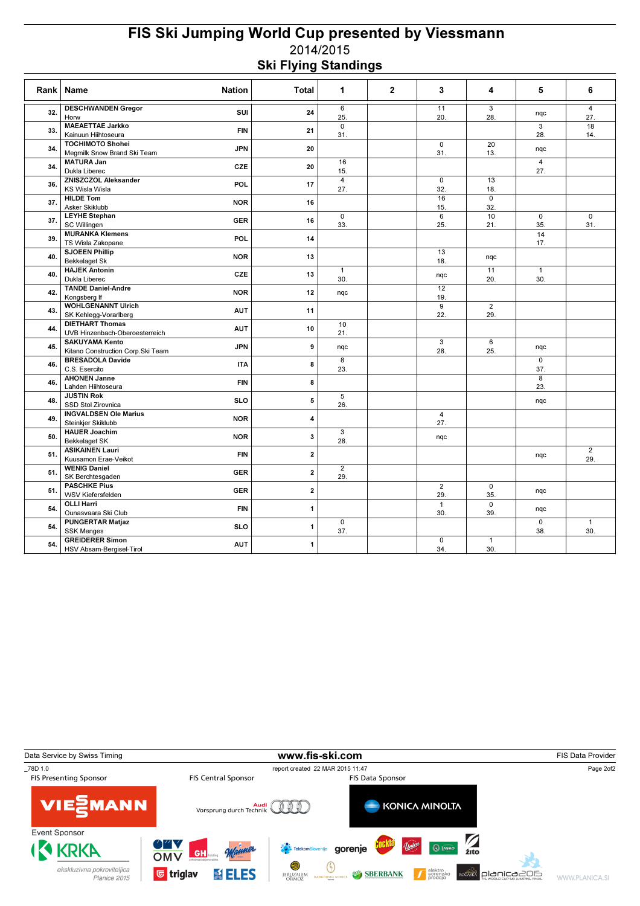# FIS Ski Jumping World Cup presented by Viessmann

2014/2015

## Ski Flying Standings

| Rank | Name | Nation | Total | 1 | 2 | 3 | 4 | 5 | 6 |
|---|---|---|---|---|---|---|---|---|---|
| 32. | DESCHWANDEN Gregor<br>Horw | SUI | 24 | 6<br>25. | | 11<br>20. | 3<br>28. | nqc | 4<br>27. |
| 33. | MAEAETTAE Jarkko<br>Kainuun Hiihtoseura | FIN | 21 | 0<br>31. | | | | 3<br>28. | 18<br>14. |
| 34. | TOCHIMOTO Shohei<br>Megmilk Snow Brand Ski Team | JPN | 20 | | | 0<br>31. | 20<br>13. | nqc | |
| 34. | MATURA Jan<br>Dukla Liberec | CZE | 20 | 16<br>15. | | | | 4<br>27. | |
| 36. | ZNISZCZOL Aleksander<br>KS Wisla Wisla | POL | 17 | 4<br>27. | | 0<br>32. | 13<br>18. | | |
| 37. | HILDE Tom<br>Asker Skiklubb | NOR | 16 | | | 16<br>15. | 0<br>32. | | |
| 37. | LEYHE Stephan<br>SC Willingen | GER | 16 | 0<br>33. | | 6<br>25. | 10<br>21. | 0<br>35. | 0<br>31. |
| 39. | MURANKA Klemens<br>TS Wisla Zakopane | POL | 14 | | | | | 14<br>17. | |
| 40. | SJOEEN Phillip<br>Bekkelaget Sk | NOR | 13 | | | 13<br>18. | nqc | | |
| 40. | HAJEK Antonin<br>Dukla Liberec | CZE | 13 | 1<br>30. | | nqc | 11<br>20. | 1<br>30. | |
| 42. | TANDE Daniel-Andre<br>Kongsberg If | NOR | 12 | nqc | | 12<br>19. | | | |
| 43. | WOHLGENANNT Ulrich<br>SK Kehlegg-Vorarlberg | AUT | 11 | | | 9<br>22. | 2<br>29. | | |
| 44. | DIETHART Thomas<br>UVB Hinzenbach-Oberoesterreich | AUT | 10 | 10<br>21. | | | | | |
| 45. | SAKUYAMA Kento<br>Kitano Construction Corp.Ski Team | JPN | 9 | nqc | | 3<br>28. | 6<br>25. | nqc | |
| 46. | BRESADOLA Davide<br>C.S. Esercito | ITA | 8 | 8<br>23. | | | | 0<br>37. | |
| 46. | AHONEN Janne<br>Lahden Hiihtoseura | FIN | 8 | | | | | 8<br>23. | |
| 48. | JUSTIN Rok<br>SSD Stol Zirovnica | SLO | 5 | 5<br>26. | | | | nqc | |
| 49. | INGVALDSEN Ole Marius<br>Steinkjer Skiklubb | NOR | 4 | | | 4<br>27. | | | |
| 50. | HAUER Joachim<br>Bekkelaget SK | NOR | 3 | 3<br>28. | | nqc | | | |
| 51. | ASIKAINEN Lauri<br>Kuusamon Erae-Veikot | FIN | 2 | | | | | nqc | 2<br>29. |
| 51. | WENIG Daniel<br>SK Berchtesgaden | GER | 2 | 2<br>29. | | | | | |
| 51. | PASCHKE Pius<br>WSV Kiefersfelden | GER | 2 | | | 2<br>29. | 0<br>35. | nqc | |
| 54. | OLLI Harri<br>Ounasvaara Ski Club | FIN | 1 | | | 1<br>30. | 0<br>39. | nqc | |
| 54. | PUNGERTAR Matjaz<br>SSK Menges | SLO | 1 | 0<br>37. | | | | 0<br>38. | 1<br>30. |
| 54. | GREIDERER Simon<br>HSV Absam-Bergisel-Tirol | AUT | 1 | | | 0<br>34. | 1<br>30. | | |

Data Service by Swiss Timing — www.fis-ski.com — FIS Data Provider

_78D 1.0 — report created 22 MAR 2015 11:47

FIS Presenting Sponsor — FIS Central Sponsor — FIS Data Sponsor

Event Sponsor